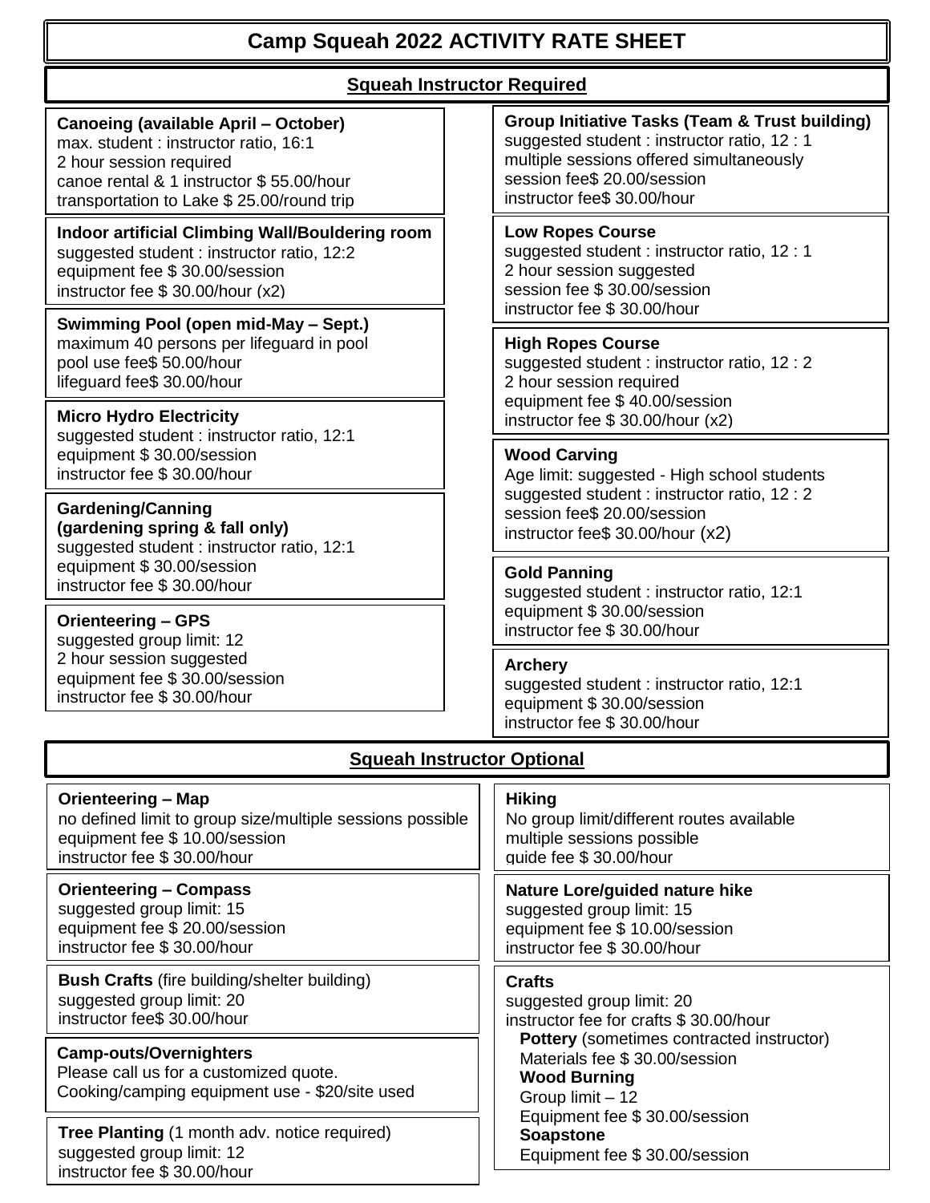# Camp Squeah 2022 ACTIVITY RATE SHEET

## Squeah Instructor Required

**Canoeing (available April – October)**
max. student : instructor ratio, 16:1
2 hour session required
canoe rental & 1 instructor $ 55.00/hour
transportation to Lake $ 25.00/round trip

**Indoor artificial Climbing Wall/Bouldering room**
suggested student : instructor ratio, 12:2
equipment fee $ 30.00/session
instructor fee $ 30.00/hour (x2)

**Swimming Pool (open mid-May – Sept.)**
maximum 40 persons per lifeguard in pool
pool use fee$ 50.00/hour
lifeguard fee$ 30.00/hour

**Micro Hydro Electricity**
suggested student : instructor ratio, 12:1
equipment $ 30.00/session
instructor fee $ 30.00/hour

**Gardening/Canning**
**(gardening spring & fall only)**
suggested student : instructor ratio, 12:1
equipment $ 30.00/session
instructor fee $ 30.00/hour

**Orienteering – GPS**
suggested group limit: 12
2 hour session suggested
equipment fee $ 30.00/session
instructor fee $ 30.00/hour

**Group Initiative Tasks (Team & Trust building)**
suggested student : instructor ratio, 12 : 1
multiple sessions offered simultaneously
session fee$ 20.00/session
instructor fee$ 30.00/hour

**Low Ropes Course**
suggested student : instructor ratio, 12 : 1
2 hour session suggested
session fee $ 30.00/session
instructor fee $ 30.00/hour

**High Ropes Course**
suggested student : instructor ratio, 12 : 2
2 hour session required
equipment fee $ 40.00/session
instructor fee $ 30.00/hour (x2)

**Wood Carving**
Age limit: suggested - High school students
suggested student : instructor ratio, 12 : 2
session fee$ 20.00/session
instructor fee$ 30.00/hour (x2)

**Gold Panning**
suggested student : instructor ratio, 12:1
equipment $ 30.00/session
instructor fee $ 30.00/hour

**Archery**
suggested student : instructor ratio, 12:1
equipment $ 30.00/session
instructor fee $ 30.00/hour

## Squeah Instructor Optional

**Orienteering – Map**
no defined limit to group size/multiple sessions possible
equipment fee $ 10.00/session
instructor fee $ 30.00/hour

**Orienteering – Compass**
suggested group limit: 15
equipment fee $ 20.00/session
instructor fee $ 30.00/hour

**Bush Crafts** (fire building/shelter building)
suggested group limit: 20
instructor fee$ 30.00/hour

**Camp-outs/Overnighters**
Please call us for a customized quote.
Cooking/camping equipment use - $20/site used

**Tree Planting** (1 month adv. notice required)
suggested group limit: 12
instructor fee $ 30.00/hour

**Hiking**
No group limit/different routes available
multiple sessions possible
guide fee $ 30.00/hour

**Nature Lore/guided nature hike**
suggested group limit: 15
equipment fee $ 10.00/session
instructor fee $ 30.00/hour

**Crafts**
suggested group limit: 20
instructor fee for crafts $ 30.00/hour

- **Pottery** (sometimes contracted instructor)
  Materials fee $ 30.00/session
- **Wood Burning**
  Group limit – 12
  Equipment fee $ 30.00/session
- **Soapstone**
  Equipment fee $ 30.00/session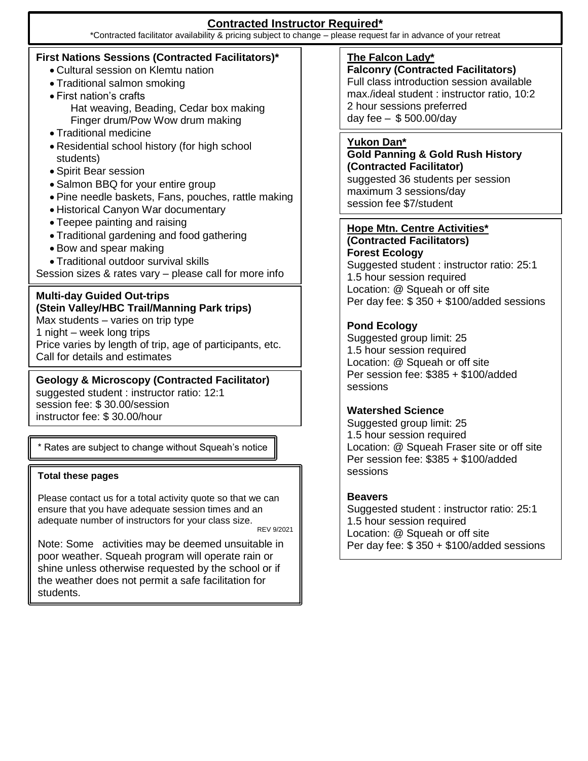## Contracted Instructor Required*

*Contracted facilitator availability & pricing subject to change – please request far in advance of your retreat

### First Nations Sessions (Contracted Facilitators)*

- Cultural session on Klemtu nation
- Traditional salmon smoking
- First nation's crafts
  Hat weaving, Beading, Cedar box making
  Finger drum/Pow Wow drum making
- Traditional medicine
- Residential school history (for high school students)
- Spirit Bear session
- Salmon BBQ for your entire group
- Pine needle baskets, Fans, pouches, rattle making
- Historical Canyon War documentary
- Teepee painting and raising
- Traditional gardening and food gathering
- Bow and spear making
- Traditional outdoor survival skills

Session sizes & rates vary – please call for more info

### Multi-day Guided Out-trips (Stein Valley/HBC Trail/Manning Park trips)

Max students – varies on trip type
1 night – week long trips
Price varies by length of trip, age of participants, etc.
Call for details and estimates

### Geology & Microscopy (Contracted Facilitator)

suggested student : instructor ratio: 12:1
session fee: $ 30.00/session
instructor fee: $ 30.00/hour

* Rates are subject to change without Squeah's notice

**Total these pages**

Please contact us for a total activity quote so that we can ensure that you have adequate session times and an adequate number of instructors for your class size.

REV 9/2021

Note: Some activities may be deemed unsuitable in poor weather. Squeah program will operate rain or shine unless otherwise requested by the school or if the weather does not permit a safe facilitation for students.

### The Falcon Lady*

**Falconry (Contracted Facilitators)**
Full class introduction session available
max./ideal student : instructor ratio, 10:2
2 hour sessions preferred
day fee – $ 500.00/day

### Yukon Dan*

**Gold Panning & Gold Rush History (Contracted Facilitator)**
suggested 36 students per session
maximum 3 sessions/day
session fee $7/student

### Hope Mtn. Centre Activities* (Contracted Facilitators)

**Forest Ecology**
Suggested student : instructor ratio: 25:1
1.5 hour session required
Location: @ Squeah or off site
Per day fee: $ 350 + $100/added sessions

**Pond Ecology**
Suggested group limit: 25
1.5 hour session required
Location: @ Squeah or off site
Per session fee: $385 + $100/added sessions

**Watershed Science**
Suggested group limit: 25
1.5 hour session required
Location: @ Squeah Fraser site or off site
Per session fee: $385 + $100/added sessions

**Beavers**
Suggested student : instructor ratio: 25:1
1.5 hour session required
Location: @ Squeah or off site
Per day fee: $ 350 + $100/added sessions